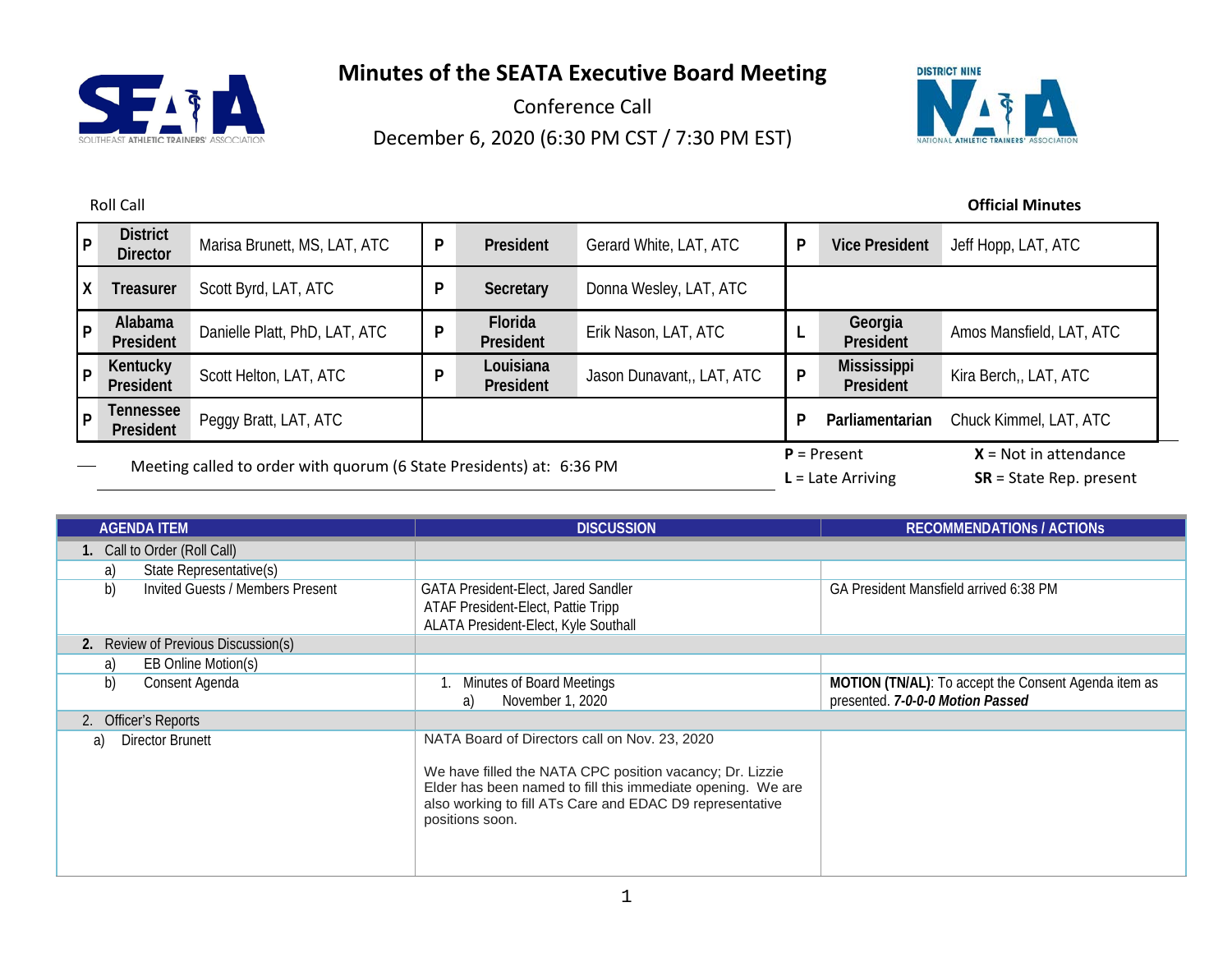# Minutes of the SEATA Executive Board Meeting

Conference Call

December 6, 2020 (6:30 PM CST / 7:30 PM EST)

Roll Call

**Official Minutes**

| | | | | | | | | |
|---|---|---|---|---|---|---|---|---|
| P | **District Director** | Marisa Brunett, MS, LAT, ATC | P | **President** | Gerard White, LAT, ATC | P | **Vice President** | Jeff Hopp, LAT, ATC |
| X | **Treasurer** | Scott Byrd, LAT, ATC | P | **Secretary** | Donna Wesley, LAT, ATC | | | |
| P | **Alabama President** | Danielle Platt, PhD, LAT, ATC | P | **Florida President** | Erik Nason, LAT, ATC | L | **Georgia President** | Amos Mansfield, LAT, ATC |
| P | **Kentucky President** | Scott Helton, LAT, ATC | P | **Louisiana President** | Jason Dunavant,, LAT, ATC | P | **Mississippi President** | Kira Berch,, LAT, ATC |
| P | **Tennessee President** | Peggy Bratt, LAT, ATC | | | | P | **Parliamentarian** | Chuck Kimmel, LAT, ATC |

Meeting called to order with quorum (6 State Presidents) at: 6:36 PM

**P** = Present  **X** = Not in attendance
**L** = Late Arriving  **SR** = State Rep. present

| AGENDA ITEM | DISCUSSION | RECOMMENDATIONs / ACTIONs |
|---|---|---|
| **1.** Call to Order (Roll Call) | | |
| a) State Representative(s) | | |
| b) Invited Guests / Members Present | GATA President-Elect, Jared Sandler<br>ATAF President-Elect, Pattie Tripp<br>ALATA President-Elect, Kyle Southall | GA President Mansfield arrived 6:38 PM |
| **2.** Review of Previous Discussion(s) | | |
| a) EB Online Motion(s) | | |
| b) Consent Agenda | 1. Minutes of Board Meetings<br>a) November 1, 2020 | **MOTION (TN/AL)**: To accept the Consent Agenda item as presented. ***7-0-0-0 Motion Passed*** |
| 2. Officer's Reports | | |
| a) Director Brunett | NATA Board of Directors call on Nov. 23, 2020<br><br>We have filled the NATA CPC position vacancy; Dr. Lizzie Elder has been named to fill this immediate opening. We are also working to fill ATs Care and EDAC D9 representative positions soon. | |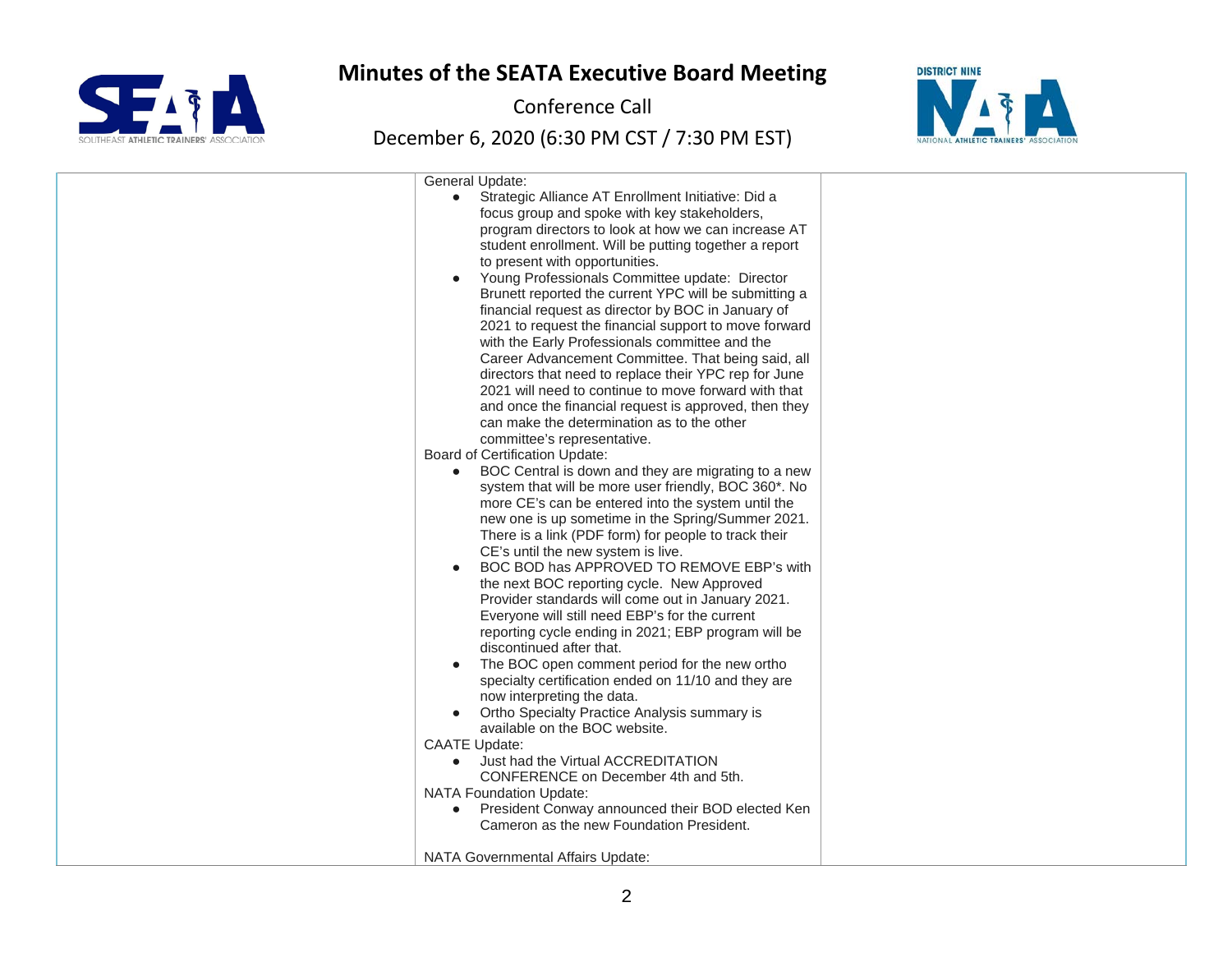| | | |
|---|---|---|
| | General Update:<br>• Strategic Alliance AT Enrollment Initiative: Did a focus group and spoke with key stakeholders, program directors to look at how we can increase AT student enrollment. Will be putting together a report to present with opportunities.<br>• Young Professionals Committee update: Director Brunett reported the current YPC will be submitting a financial request as director by BOC in January of 2021 to request the financial support to move forward with the Early Professionals committee and the Career Advancement Committee. That being said, all directors that need to replace their YPC rep for June 2021 will need to continue to move forward with that and once the financial request is approved, then they can make the determination as to the other committee's representative.<br>Board of Certification Update:<br>• BOC Central is down and they are migrating to a new system that will be more user friendly, BOC 360*. No more CE's can be entered into the system until the new one is up sometime in the Spring/Summer 2021. There is a link (PDF form) for people to track their CE's until the new system is live.<br>• BOC BOD has APPROVED TO REMOVE EBP's with the next BOC reporting cycle. New Approved Provider standards will come out in January 2021. Everyone will still need EBP's for the current reporting cycle ending in 2021; EBP program will be discontinued after that.<br>• The BOC open comment period for the new ortho specialty certification ended on 11/10 and they are now interpreting the data.<br>• Ortho Specialty Practice Analysis summary is available on the BOC website.<br>CAATE Update:<br>• Just had the Virtual ACCREDITATION CONFERENCE on December 4th and 5th.<br>NATA Foundation Update:<br>• President Conway announced their BOD elected Ken Cameron as the new Foundation President.<br><br>NATA Governmental Affairs Update: | |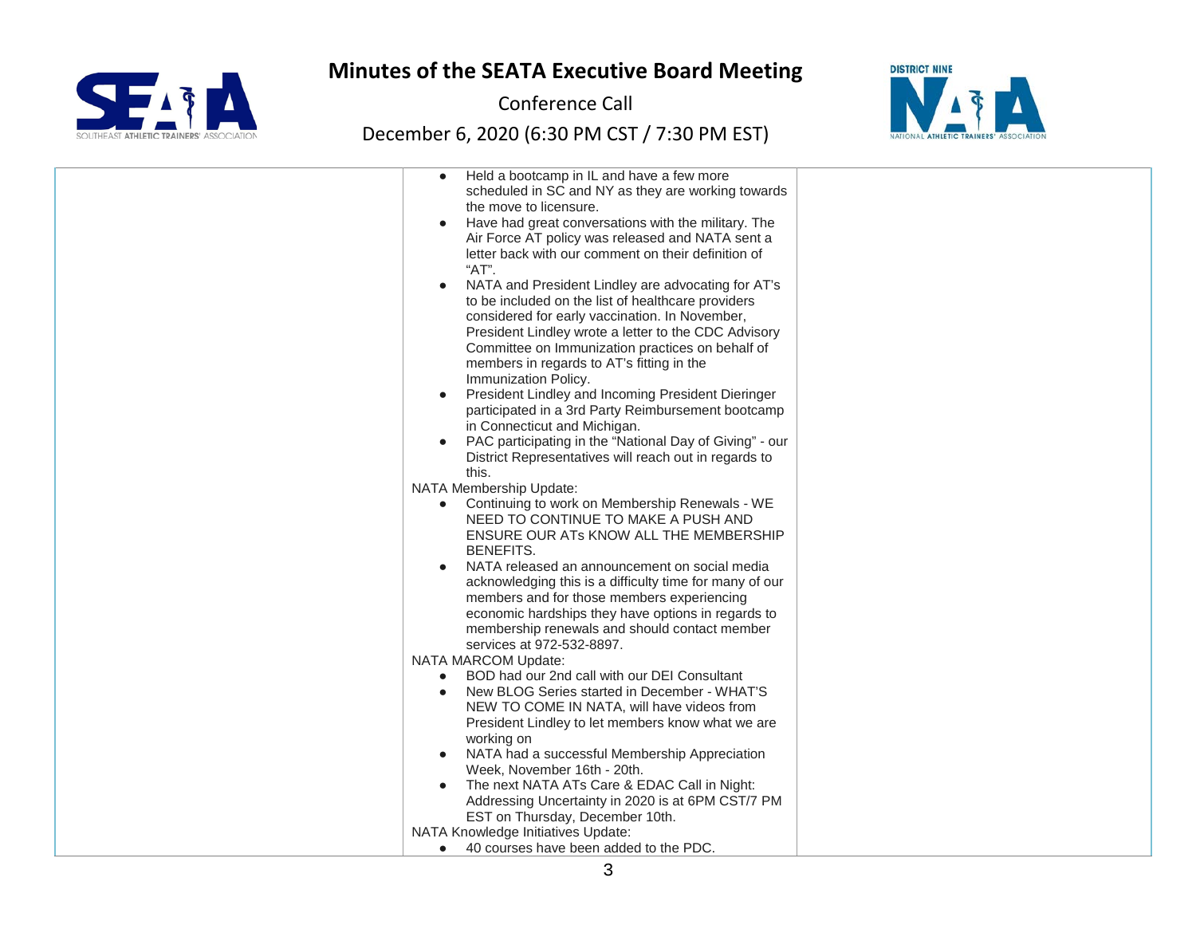# Minutes of the SEATA Executive Board Meeting

Conference Call

December 6, 2020 (6:30 PM CST / 7:30 PM EST)

| | | |
|---|---|---|
| | ● Held a bootcamp in IL and have a few more scheduled in SC and NY as they are working towards the move to licensure.<br>● Have had great conversations with the military. The Air Force AT policy was released and NATA sent a letter back with our comment on their definition of "AT".<br>● NATA and President Lindley are advocating for AT's to be included on the list of healthcare providers considered for early vaccination. In November, President Lindley wrote a letter to the CDC Advisory Committee on Immunization practices on behalf of members in regards to AT's fitting in the Immunization Policy.<br>● President Lindley and Incoming President Dieringer participated in a 3rd Party Reimbursement bootcamp in Connecticut and Michigan.<br>● PAC participating in the "National Day of Giving" - our District Representatives will reach out in regards to this.<br>NATA Membership Update:<br>● Continuing to work on Membership Renewals - WE NEED TO CONTINUE TO MAKE A PUSH AND ENSURE OUR ATs KNOW ALL THE MEMBERSHIP BENEFITS.<br>● NATA released an announcement on social media acknowledging this is a difficulty time for many of our members and for those members experiencing economic hardships they have options in regards to membership renewals and should contact member services at 972-532-8897.<br>NATA MARCOM Update:<br>● BOD had our 2nd call with our DEI Consultant<br>● New BLOG Series started in December - WHAT'S NEW TO COME IN NATA, will have videos from President Lindley to let members know what we are working on<br>● NATA had a successful Membership Appreciation Week, November 16th - 20th.<br>● The next NATA ATs Care & EDAC Call in Night: Addressing Uncertainty in 2020 is at 6PM CST/7 PM EST on Thursday, December 10th.<br>NATA Knowledge Initiatives Update:<br>● 40 courses have been added to the PDC. | |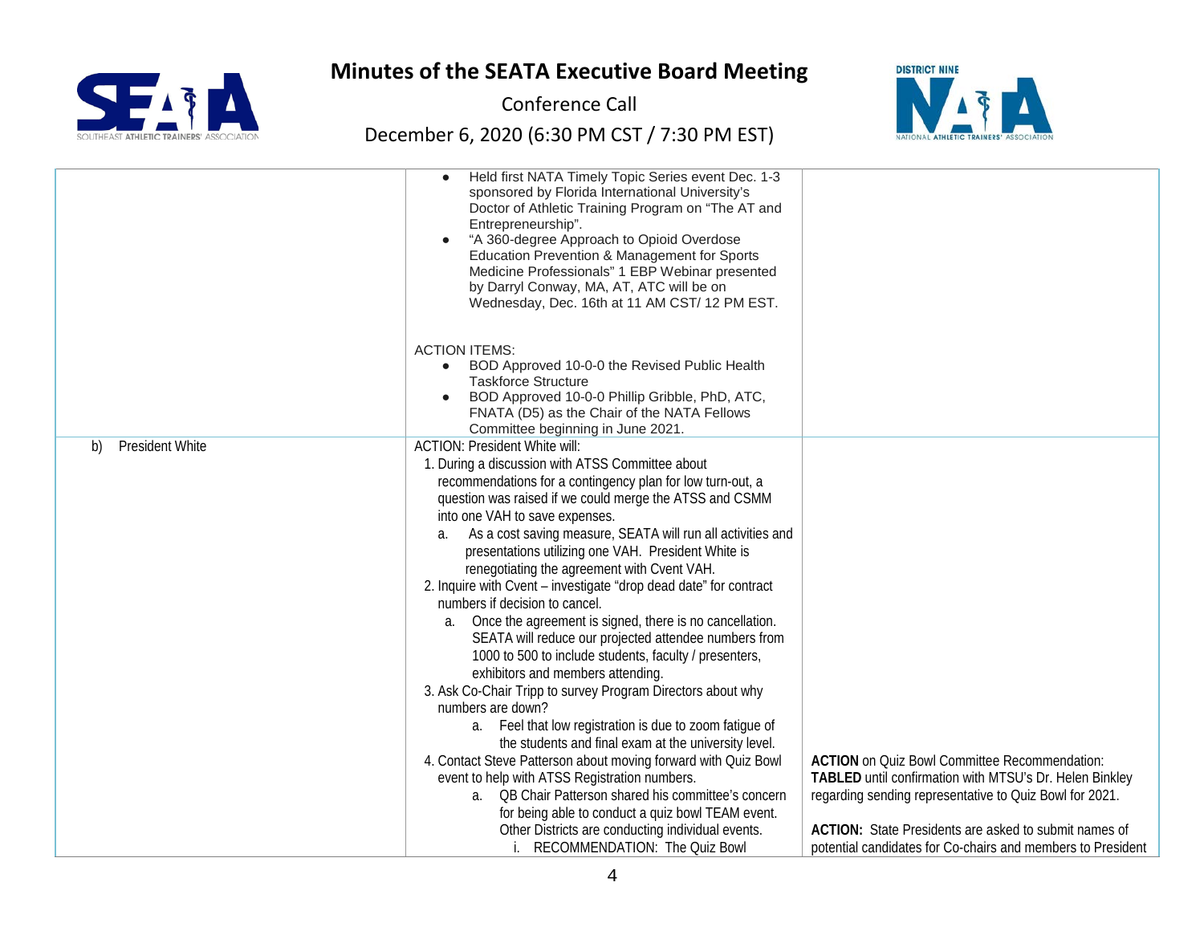# Minutes of the SEATA Executive Board Meeting

Conference Call

December 6, 2020 (6:30 PM CST / 7:30 PM EST)

| | | |
|---|---|---|
| | • Held first NATA Timely Topic Series event Dec. 1-3 sponsored by Florida International University's Doctor of Athletic Training Program on "The AT and Entrepreneurship".<br>• "A 360-degree Approach to Opioid Overdose Education Prevention & Management for Sports Medicine Professionals" 1 EBP Webinar presented by Darryl Conway, MA, AT, ATC will be on Wednesday, Dec. 16th at 11 AM CST/ 12 PM EST.<br><br>ACTION ITEMS:<br>• BOD Approved 10-0-0 the Revised Public Health Taskforce Structure<br>• BOD Approved 10-0-0 Phillip Gribble, PhD, ATC, FNATA (D5) as the Chair of the NATA Fellows Committee beginning in June 2021. | |
| b) President White | ACTION: President White will:<br>1. During a discussion with ATSS Committee about recommendations for a contingency plan for low turn-out, a question was raised if we could merge the ATSS and CSMM into one VAH to save expenses.<br>&nbsp;&nbsp;&nbsp;a. As a cost saving measure, SEATA will run all activities and presentations utilizing one VAH. President White is renegotiating the agreement with Cvent VAH.<br>2. Inquire with Cvent – investigate "drop dead date" for contract numbers if decision to cancel.<br>&nbsp;&nbsp;&nbsp;a. Once the agreement is signed, there is no cancellation. SEATA will reduce our projected attendee numbers from 1000 to 500 to include students, faculty / presenters, exhibitors and members attending.<br>3. Ask Co-Chair Tripp to survey Program Directors about why numbers are down?<br>&nbsp;&nbsp;&nbsp;a. Feel that low registration is due to zoom fatigue of the students and final exam at the university level.<br>4. Contact Steve Patterson about moving forward with Quiz Bowl event to help with ATSS Registration numbers.<br>&nbsp;&nbsp;&nbsp;a. QB Chair Patterson shared his committee's concern for being able to conduct a quiz bowl TEAM event. Other Districts are conducting individual events.<br>&nbsp;&nbsp;&nbsp;&nbsp;&nbsp;&nbsp;i. RECOMMENDATION: The Quiz Bowl | **ACTION** on Quiz Bowl Committee Recommendation: **TABLED** until confirmation with MTSU's Dr. Helen Binkley regarding sending representative to Quiz Bowl for 2021.<br><br>**ACTION:** State Presidents are asked to submit names of potential candidates for Co-chairs and members to President |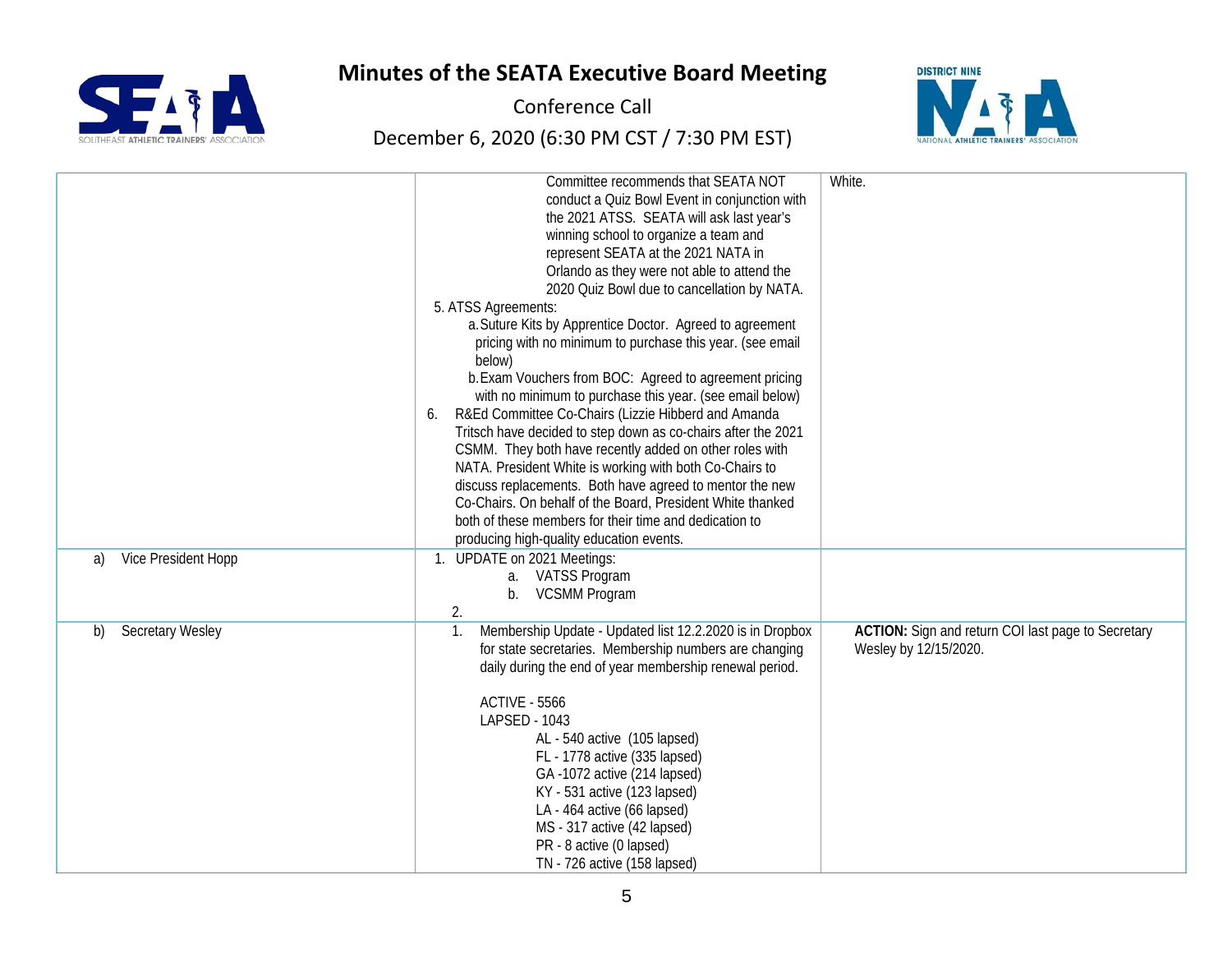# Minutes of the SEATA Executive Board Meeting

Conference Call

December 6, 2020 (6:30 PM CST / 7:30 PM EST)

| | | |
|---|---|---|
| | Committee recommends that SEATA NOT conduct a Quiz Bowl Event in conjunction with the 2021 ATSS. SEATA will ask last year's winning school to organize a team and represent SEATA at the 2021 NATA in Orlando as they were not able to attend the 2020 Quiz Bowl due to cancellation by NATA.<br>5. ATSS Agreements:<br>a. Suture Kits by Apprentice Doctor. Agreed to agreement pricing with no minimum to purchase this year. (see email below)<br>b. Exam Vouchers from BOC: Agreed to agreement pricing with no minimum to purchase this year. (see email below)<br>6. R&Ed Committee Co-Chairs (Lizzie Hibberd and Amanda Tritsch have decided to step down as co-chairs after the 2021 CSMM. They both have recently added on other roles with NATA. President White is working with both Co-Chairs to discuss replacements. Both have agreed to mentor the new Co-Chairs. On behalf of the Board, President White thanked both of these members for their time and dedication to producing high-quality education events. | White. |
| a) Vice President Hopp | 1. UPDATE on 2021 Meetings:<br>a. VATSS Program<br>b. VCSMM Program<br>2. | |
| b) Secretary Wesley | 1. Membership Update - Updated list 12.2.2020 is in Dropbox for state secretaries. Membership numbers are changing daily during the end of year membership renewal period.<br><br>ACTIVE - 5566<br>LAPSED - 1043<br>AL - 540 active (105 lapsed)<br>FL - 1778 active (335 lapsed)<br>GA -1072 active (214 lapsed)<br>KY - 531 active (123 lapsed)<br>LA - 464 active (66 lapsed)<br>MS - 317 active (42 lapsed)<br>PR - 8 active (0 lapsed)<br>TN - 726 active (158 lapsed) | **ACTION:** Sign and return COI last page to Secretary Wesley by 12/15/2020. |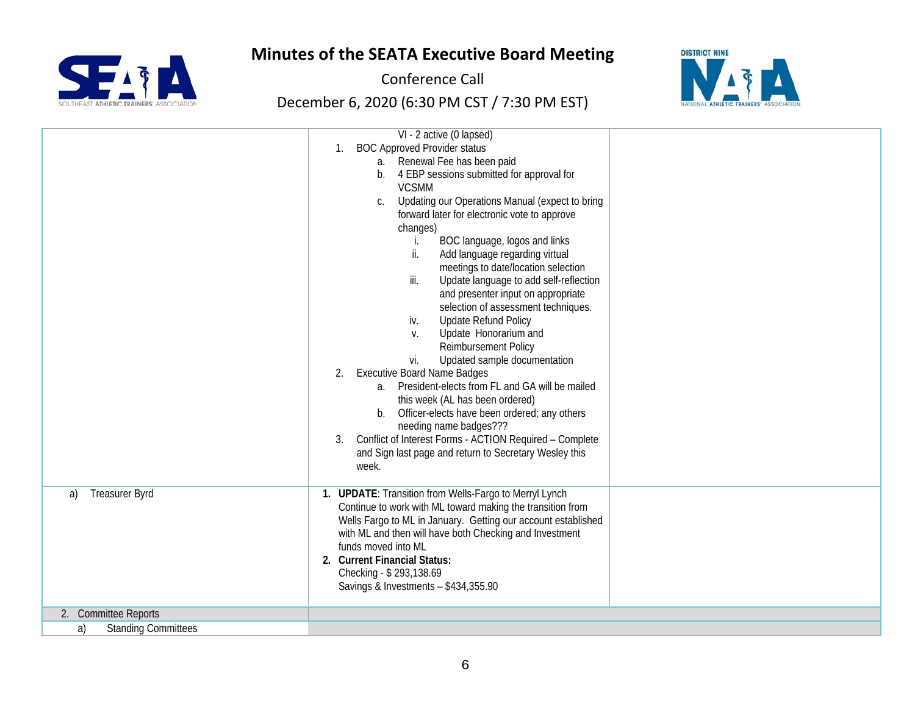# Minutes of the SEATA Executive Board Meeting

Conference Call

December 6, 2020 (6:30 PM CST / 7:30 PM EST)

| | | |
|---|---|---|
| | VI - 2 active (0 lapsed)<br>1. BOC Approved Provider status<br>a. Renewal Fee has been paid<br>b. 4 EBP sessions submitted for approval for VCSMM<br>c. Updating our Operations Manual (expect to bring forward later for electronic vote to approve changes)<br>i. BOC language, logos and links<br>ii. Add language regarding virtual meetings to date/location selection<br>iii. Update language to add self-reflection and presenter input on appropriate selection of assessment techniques.<br>iv. Update Refund Policy<br>v. Update Honorarium and Reimbursement Policy<br>vi. Updated sample documentation<br>2. Executive Board Name Badges<br>a. President-elects from FL and GA will be mailed this week (AL has been ordered)<br>b. Officer-elects have been ordered; any others needing name badges???<br>3. Conflict of Interest Forms - ACTION Required – Complete and Sign last page and return to Secretary Wesley this week. | |
| a) Treasurer Byrd | 1. **UPDATE**: Transition from Wells-Fargo to Merryl Lynch Continue to work with ML toward making the transition from Wells Fargo to ML in January. Getting our account established with ML and then will have both Checking and Investment funds moved into ML<br>2. **Current Financial Status:**<br>Checking - $ 293,138.69<br>Savings & Investments – $434,355.90 | |
| 2. Committee Reports | | |
| a) Standing Committees | | |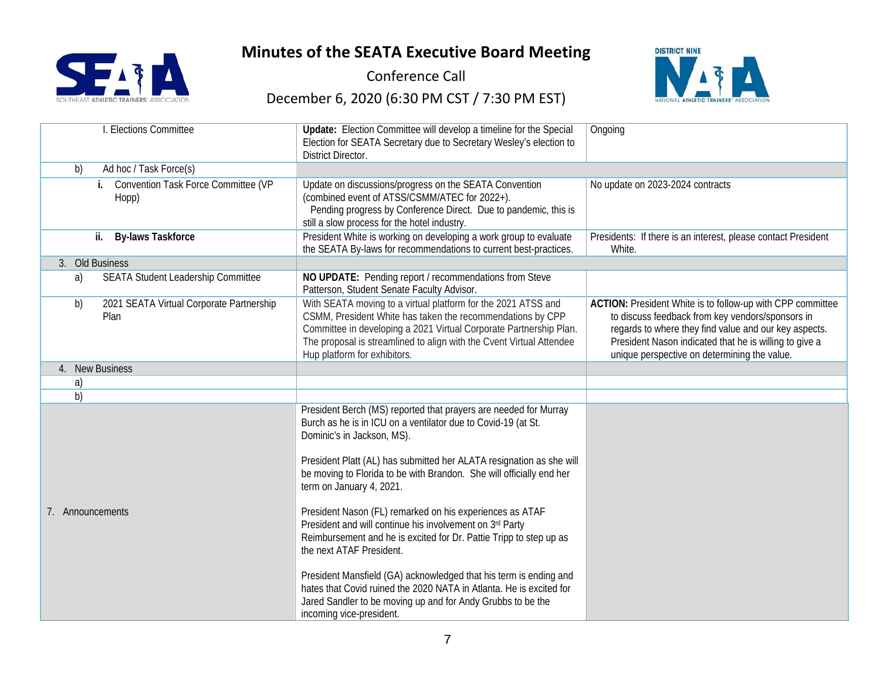# Minutes of the SEATA Executive Board Meeting

Conference Call

December 6, 2020 (6:30 PM CST / 7:30 PM EST)

| | | |
|---|---|---|
| I. Elections Committee | **Update:** Election Committee will develop a timeline for the Special Election for SEATA Secretary due to Secretary Wesley's election to District Director. | Ongoing |
| b) Ad hoc / Task Force(s) | | |
| **i.** Convention Task Force Committee (VP Hopp) | Update on discussions/progress on the SEATA Convention (combined event of ATSS/CSMM/ATEC for 2022+). Pending progress by Conference Direct. Due to pandemic, this is still a slow process for the hotel industry. | No update on 2023-2024 contracts |
| **ii. By-laws Taskforce** | President White is working on developing a work group to evaluate the SEATA By-laws for recommendations to current best-practices. | Presidents: If there is an interest, please contact President White. |
| 3. Old Business | | |
| a) SEATA Student Leadership Committee | **NO UPDATE:** Pending report / recommendations from Steve Patterson, Student Senate Faculty Advisor. | |
| b) 2021 SEATA Virtual Corporate Partnership Plan | With SEATA moving to a virtual platform for the 2021 ATSS and CSMM, President White has taken the recommendations by CPP Committee in developing a 2021 Virtual Corporate Partnership Plan. The proposal is streamlined to align with the Cvent Virtual Attendee Hup platform for exhibitors. | **ACTION:** President White is to follow-up with CPP committee to discuss feedback from key vendors/sponsors in regards to where they find value and our key aspects. President Nason indicated that he is willing to give a unique perspective on determining the value. |
| 4. New Business | | |
| a) | | |
| b) | | |
| 7. Announcements | President Berch (MS) reported that prayers are needed for Murray Burch as he is in ICU on a ventilator due to Covid-19 (at St. Dominic's in Jackson, MS).<br><br>President Platt (AL) has submitted her ALATA resignation as she will be moving to Florida to be with Brandon. She will officially end her term on January 4, 2021.<br><br>President Nason (FL) remarked on his experiences as ATAF President and will continue his involvement on 3rd Party Reimbursement and he is excited for Dr. Pattie Tripp to step up as the next ATAF President.<br><br>President Mansfield (GA) acknowledged that his term is ending and hates that Covid ruined the 2020 NATA in Atlanta. He is excited for Jared Sandler to be moving up and for Andy Grubbs to be the incoming vice-president. | |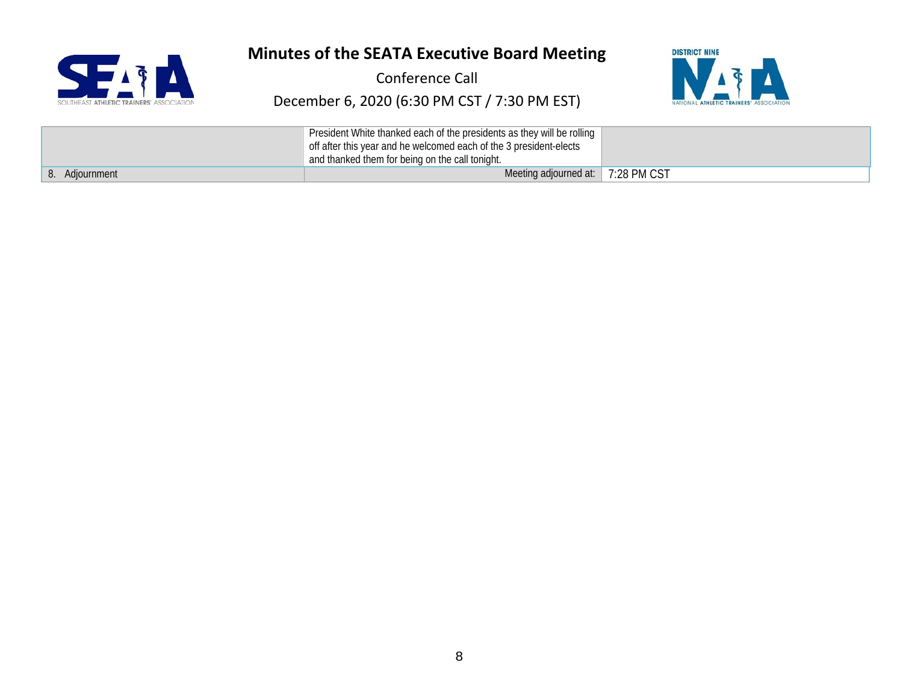| | | |
|---|---|---|
| | President White thanked each of the presidents as they will be rolling off after this year and he welcomed each of the 3 president-elects and thanked them for being on the call tonight. | |
| 8. Adjournment | Meeting adjourned at: | 7:28 PM CST |